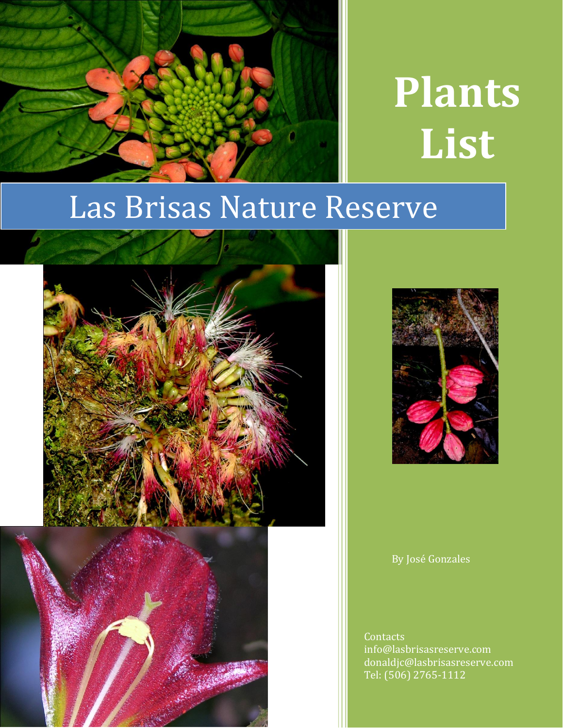# Plants List

## Las Brisas Nature Reserve

By José Gonzales

Contacts
info@lasbrisasreserve.com
donaldjc@lasbrisasreserve.com
Tel: (506) 2765-1112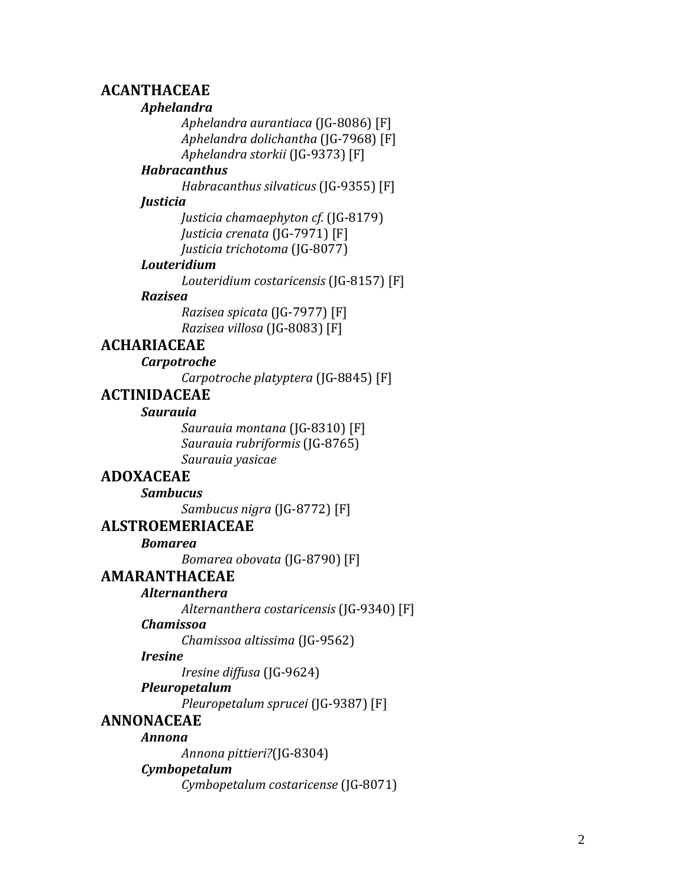## ACANTHACEAE

### *Aphelandra*

*Aphelandra aurantiaca* (JG-8086) [F]
*Aphelandra dolichantha* (JG-7968) [F]
*Aphelandra storkii* (JG-9373) [F]

### *Habracanthus*

*Habracanthus silvaticus* (JG-9355) [F]

### *Justicia*

*Justicia chamaephyton cf.* (JG-8179)
*Justicia crenata* (JG-7971) [F]
*Justicia trichotoma* (JG-8077)

### *Louteridium*

*Louteridium costaricensis* (JG-8157) [F]

### *Razisea*

*Razisea spicata* (JG-7977) [F]
*Razisea villosa* (JG-8083) [F]

## ACHARIACEAE

### *Carpotroche*

*Carpotroche platyptera* (JG-8845) [F]

## ACTINIDACEAE

### *Saurauia*

*Saurauia montana* (JG-8310) [F]
*Saurauia rubriformis* (JG-8765)
*Saurauia yasicae*

## ADOXACEAE

### *Sambucus*

*Sambucus nigra* (JG-8772) [F]

## ALSTROEMERIACEAE

### *Bomarea*

*Bomarea obovata* (JG-8790) [F]

## AMARANTHACEAE

### *Alternanthera*

*Alternanthera costaricensis* (JG-9340) [F]

### *Chamissoa*

*Chamissoa altissima* (JG-9562)

### *Iresine*

*Iresine diffusa* (JG-9624)

### *Pleuropetalum*

*Pleuropetalum sprucei* (JG-9387) [F]

## ANNONACEAE

### *Annona*

*Annona pittieri?*(JG-8304)

### *Cymbopetalum*

*Cymbopetalum costaricense* (JG-8071)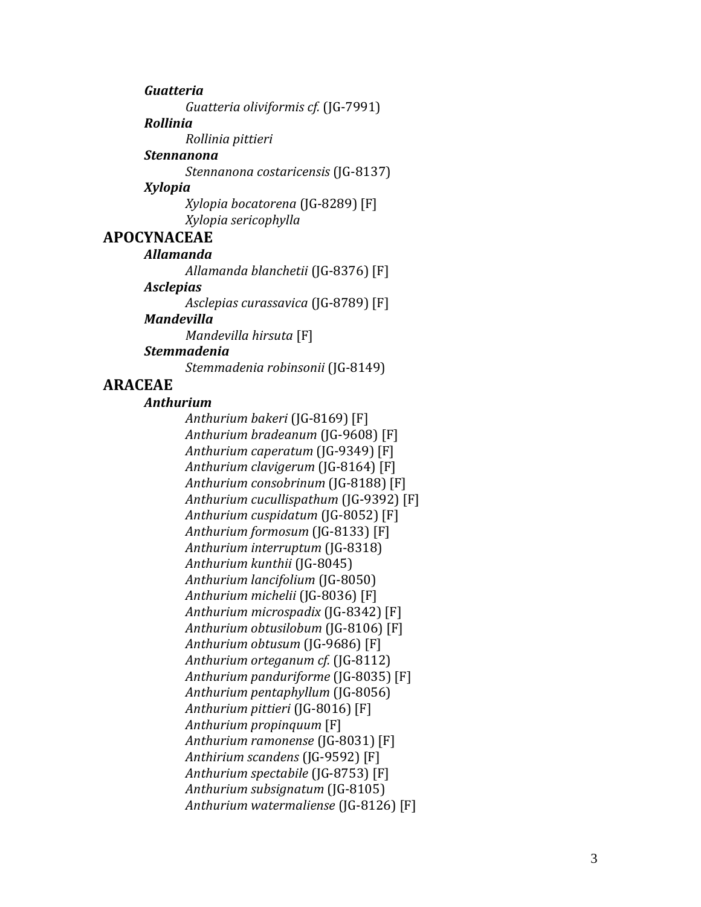***Guatteria***

*Guatteria oliviformis cf.* (JG-7991)

***Rollinia***

*Rollinia pittieri*

***Stennanona***

*Stennanona costaricensis* (JG-8137)

***Xylopia***

*Xylopia bocatorena* (JG-8289) [F]
*Xylopia sericophylla*

## APOCYNACEAE

***Allamanda***

*Allamanda blanchetii* (JG-8376) [F]

***Asclepias***

*Asclepias curassavica* (JG-8789) [F]

***Mandevilla***

*Mandevilla hirsuta* [F]

***Stemmadenia***

*Stemmadenia robinsonii* (JG-8149)

## ARACEAE

***Anthurium***

*Anthurium bakeri* (JG-8169) [F]
*Anthurium bradeanum* (JG-9608) [F]
*Anthurium caperatum* (JG-9349) [F]
*Anthurium clavigerum* (JG-8164) [F]
*Anthurium consobrinum* (JG-8188) [F]
*Anthurium cucullispathum* (JG-9392) [F]
*Anthurium cuspidatum* (JG-8052) [F]
*Anthurium formosum* (JG-8133) [F]
*Anthurium interruptum* (JG-8318)
*Anthurium kunthii* (JG-8045)
*Anthurium lancifolium* (JG-8050)
*Anthurium michelii* (JG-8036) [F]
*Anthurium microspadix* (JG-8342) [F]
*Anthurium obtusilobum* (JG-8106) [F]
*Anthurium obtusum* (JG-9686) [F]
*Anthurium orteganum cf.* (JG-8112)
*Anthurium panduriforme* (JG-8035) [F]
*Anthurium pentaphyllum* (JG-8056)
*Anthurium pittieri* (JG-8016) [F]
*Anthurium propinquum* [F]
*Anthurium ramonense* (JG-8031) [F]
*Anthirium scandens* (JG-9592) [F]
*Anthurium spectabile* (JG-8753) [F]
*Anthurium subsignatum* (JG-8105)
*Anthurium watermaliense* (JG-8126) [F]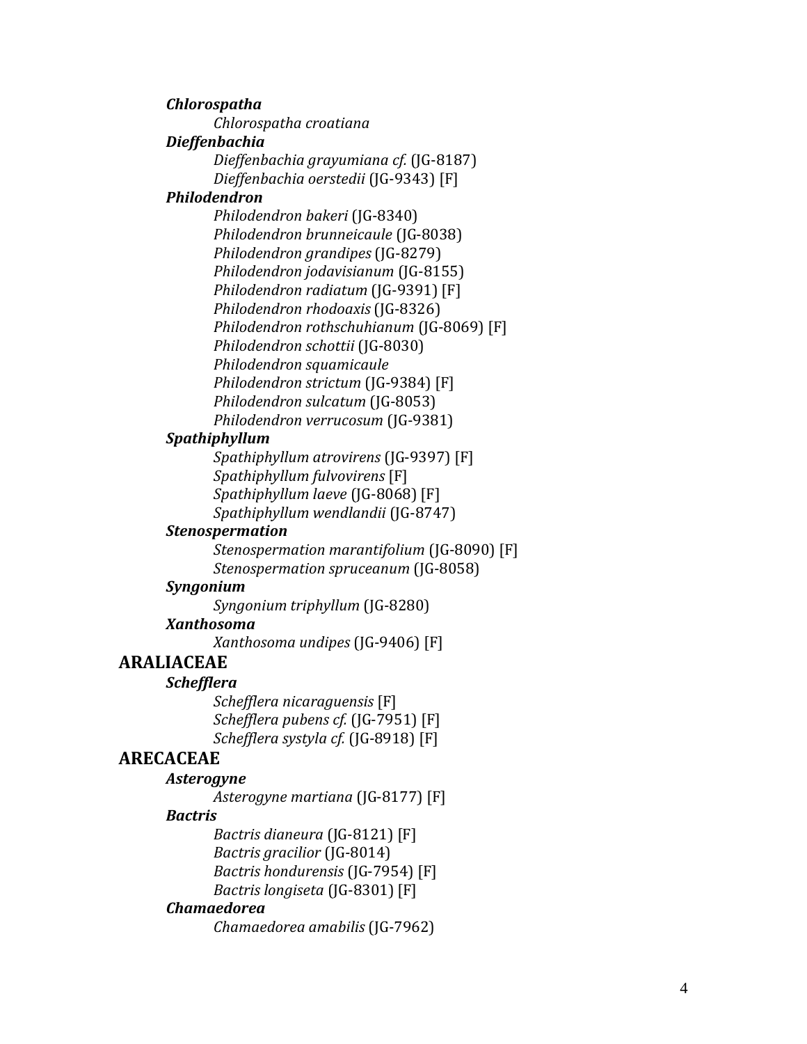***Chlorospatha***

*Chlorospatha croatiana*

***Dieffenbachia***

*Dieffenbachia grayumiana cf.* (JG-8187)

*Dieffenbachia oerstedii* (JG-9343) [F]

***Philodendron***

*Philodendron bakeri* (JG-8340)

*Philodendron brunneicaule* (JG-8038)

*Philodendron grandipes* (JG-8279)

*Philodendron jodavisianum* (JG-8155)

*Philodendron radiatum* (JG-9391) [F]

*Philodendron rhodoaxis* (JG-8326)

*Philodendron rothschuhianum* (JG-8069) [F]

*Philodendron schottii* (JG-8030)

*Philodendron squamicaule*

*Philodendron strictum* (JG-9384) [F]

*Philodendron sulcatum* (JG-8053)

*Philodendron verrucosum* (JG-9381)

***Spathiphyllum***

*Spathiphyllum atrovirens* (JG-9397) [F]

*Spathiphyllum fulvovirens* [F]

*Spathiphyllum laeve* (JG-8068) [F]

*Spathiphyllum wendlandii* (JG-8747)

***Stenospermation***

*Stenospermation marantifolium* (JG-8090) [F]

*Stenospermation spruceanum* (JG-8058)

***Syngonium***

*Syngonium triphyllum* (JG-8280)

***Xanthosoma***

*Xanthosoma undipes* (JG-9406) [F]

## ARALIACEAE

***Schefflera***

*Schefflera nicaraguensis* [F]

*Schefflera pubens cf.* (JG-7951) [F]

*Schefflera systyla cf.* (JG-8918) [F]

## ARECACEAE

***Asterogyne***

*Asterogyne martiana* (JG-8177) [F]

***Bactris***

*Bactris dianeura* (JG-8121) [F]

*Bactris gracilior* (JG-8014)

*Bactris hondurensis* (JG-7954) [F]

*Bactris longiseta* (JG-8301) [F]

***Chamaedorea***

*Chamaedorea amabilis* (JG-7962)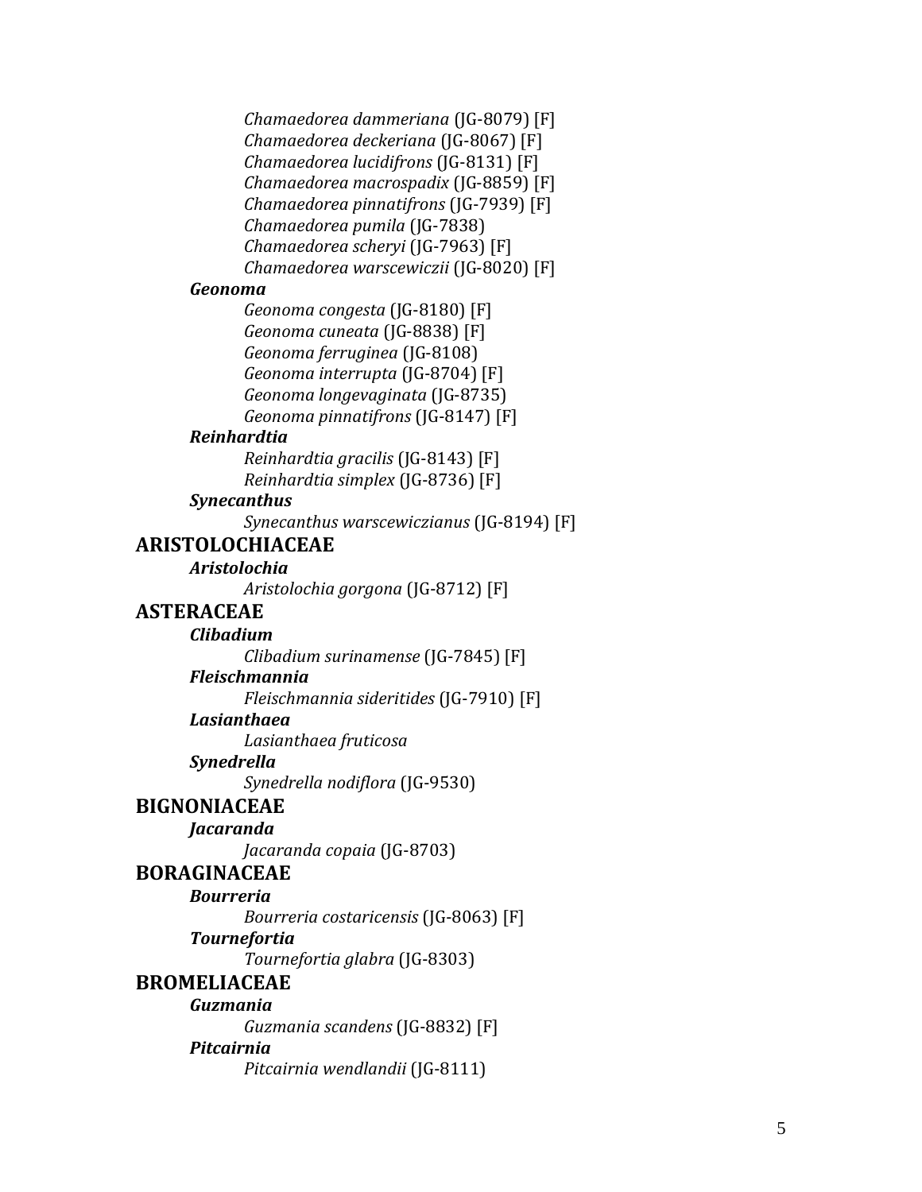*Chamaedorea dammeriana* (JG-8079) [F]
*Chamaedorea deckeriana* (JG-8067) [F]
*Chamaedorea lucidifrons* (JG-8131) [F]
*Chamaedorea macrospadix* (JG-8859) [F]
*Chamaedorea pinnatifrons* (JG-7939) [F]
*Chamaedorea pumila* (JG-7838)
*Chamaedorea scheryi* (JG-7963) [F]
*Chamaedorea warscewiczii* (JG-8020) [F]

***Geonoma***

*Geonoma congesta* (JG-8180) [F]
*Geonoma cuneata* (JG-8838) [F]
*Geonoma ferruginea* (JG-8108)
*Geonoma interrupta* (JG-8704) [F]
*Geonoma longevaginata* (JG-8735)
*Geonoma pinnatifrons* (JG-8147) [F]

***Reinhardtia***

*Reinhardtia gracilis* (JG-8143) [F]
*Reinhardtia simplex* (JG-8736) [F]

***Synecanthus***

*Synecanthus warscewiczianus* (JG-8194) [F]

## ARISTOLOCHIACEAE

***Aristolochia***

*Aristolochia gorgona* (JG-8712) [F]

## ASTERACEAE

***Clibadium***

*Clibadium surinamense* (JG-7845) [F]

***Fleischmannia***

*Fleischmannia sideritides* (JG-7910) [F]

***Lasianthaea***

*Lasianthaea fruticosa*

***Synedrella***

*Synedrella nodiflora* (JG-9530)

## BIGNONIACEAE

***Jacaranda***

*Jacaranda copaia* (JG-8703)

## BORAGINACEAE

***Bourreria***

*Bourreria costaricensis* (JG-8063) [F]

***Tournefortia***

*Tournefortia glabra* (JG-8303)

## BROMELIACEAE

***Guzmania***

*Guzmania scandens* (JG-8832) [F]

***Pitcairnia***

*Pitcairnia wendlandii* (JG-8111)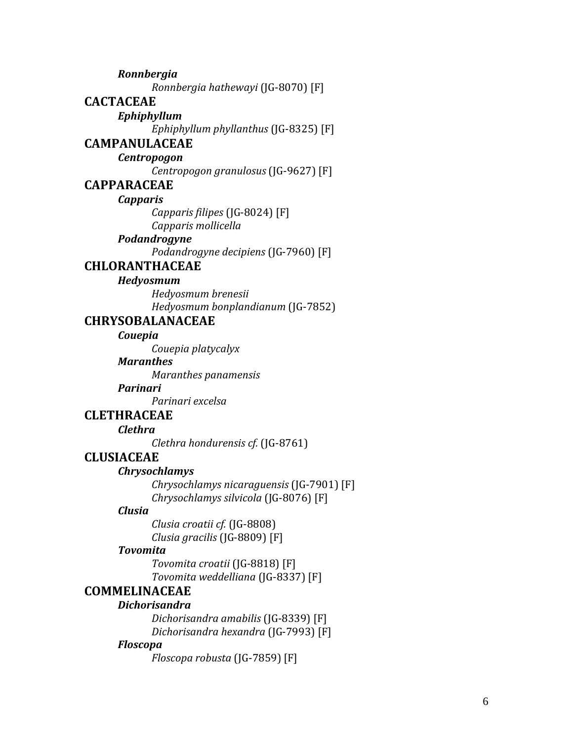***Ronnbergia***

*Ronnbergia hathewayi* (JG-8070) [F]

## CACTACEAE

***Ephiphyllum***

*Ephiphyllum phyllanthus* (JG-8325) [F]

## CAMPANULACEAE

***Centropogon***

*Centropogon granulosus* (JG-9627) [F]

## CAPPARACEAE

***Capparis***

*Capparis filipes* (JG-8024) [F]

*Capparis mollicella*

***Podandrogyne***

*Podandrogyne decipiens* (JG-7960) [F]

## CHLORANTHACEAE

***Hedyosmum***

*Hedyosmum brenesii*

*Hedyosmum bonplandianum* (JG-7852)

## CHRYSOBALANACEAE

***Couepia***

*Couepia platycalyx*

***Maranthes***

*Maranthes panamensis*

***Parinari***

*Parinari excelsa*

## CLETHRACEAE

***Clethra***

*Clethra hondurensis cf.* (JG-8761)

## CLUSIACEAE

***Chrysochlamys***

*Chrysochlamys nicaraguensis* (JG-7901) [F]

*Chrysochlamys silvicola* (JG-8076) [F]

***Clusia***

*Clusia croatii cf.* (JG-8808)

*Clusia gracilis* (JG-8809) [F]

***Tovomita***

*Tovomita croatii* (JG-8818) [F]

*Tovomita weddelliana* (JG-8337) [F]

## COMMELINACEAE

***Dichorisandra***

*Dichorisandra amabilis* (JG-8339) [F]

*Dichorisandra hexandra* (JG-7993) [F]

***Floscopa***

*Floscopa robusta* (JG-7859) [F]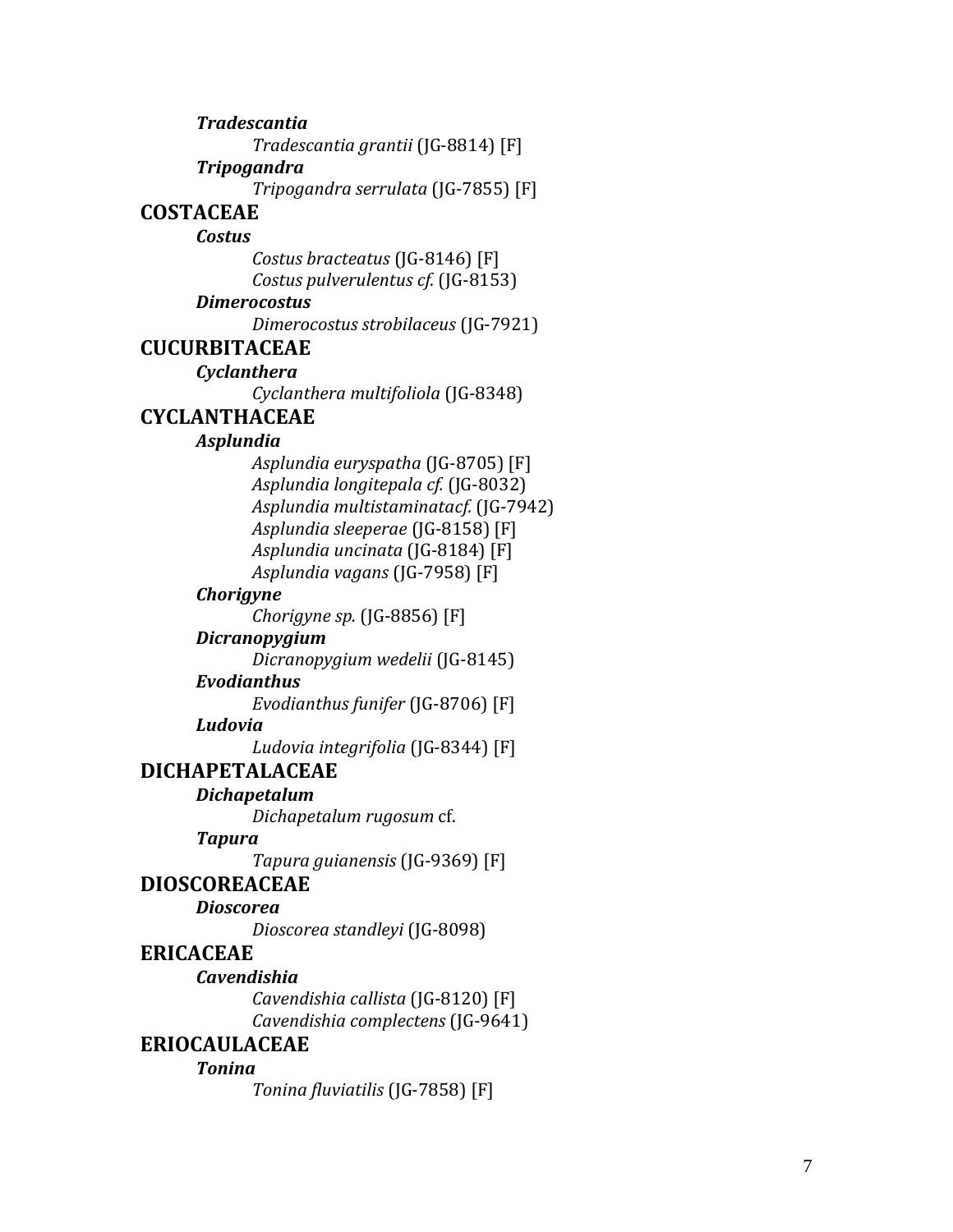***Tradescantia***

*Tradescantia grantii* (JG-8814) [F]

***Tripogandra***

*Tripogandra serrulata* (JG-7855) [F]

## COSTACEAE

***Costus***

*Costus bracteatus* (JG-8146) [F]

*Costus pulverulentus cf.* (JG-8153)

***Dimerocostus***

*Dimerocostus strobilaceus* (JG-7921)

## CUCURBITACEAE

***Cyclanthera***

*Cyclanthera multifoliola* (JG-8348)

## CYCLANTHACEAE

***Asplundia***

*Asplundia euryspatha* (JG-8705) [F]

*Asplundia longitepala cf.* (JG-8032)

*Asplundia multistaminatacf.* (JG-7942)

*Asplundia sleeperae* (JG-8158) [F]

*Asplundia uncinata* (JG-8184) [F]

*Asplundia vagans* (JG-7958) [F]

***Chorigyne***

*Chorigyne sp.* (JG-8856) [F]

***Dicranopygium***

*Dicranopygium wedelii* (JG-8145)

***Evodianthus***

*Evodianthus funifer* (JG-8706) [F]

***Ludovia***

*Ludovia integrifolia* (JG-8344) [F]

## DICHAPETALACEAE

***Dichapetalum***

*Dichapetalum rugosum* cf.

***Tapura***

*Tapura guianensis* (JG-9369) [F]

## DIOSCOREACEAE

***Dioscorea***

*Dioscorea standleyi* (JG-8098)

## ERICACEAE

***Cavendishia***

*Cavendishia callista* (JG-8120) [F]

*Cavendishia complectens* (JG-9641)

## ERIOCAULACEAE

***Tonina***

*Tonina fluviatilis* (JG-7858) [F]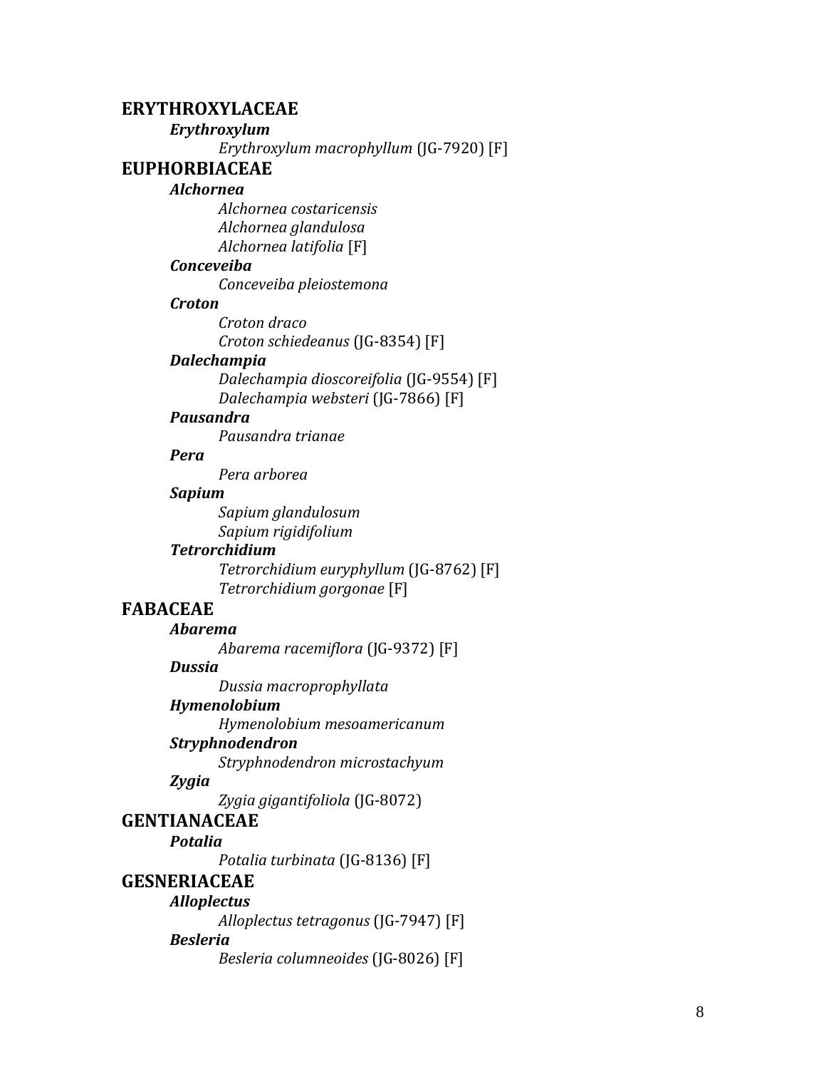## ERYTHROXYLACEAE

### *Erythroxylum*

- *Erythroxylum macrophyllum* (JG-7920) [F]

## EUPHORBIACEAE

### *Alchornea*

- *Alchornea costaricensis*
- *Alchornea glandulosa*
- *Alchornea latifolia* [F]

### *Conceveiba*

- *Conceveiba pleiostemona*

### *Croton*

- *Croton draco*
- *Croton schiedeanus* (JG-8354) [F]

### *Dalechampia*

- *Dalechampia dioscoreifolia* (JG-9554) [F]
- *Dalechampia websteri* (JG-7866) [F]

### *Pausandra*

- *Pausandra trianae*

### *Pera*

- *Pera arborea*

### *Sapium*

- *Sapium glandulosum*
- *Sapium rigidifolium*

### *Tetrorchidium*

- *Tetrorchidium euryphyllum* (JG-8762) [F]
- *Tetrorchidium gorgonae* [F]

## FABACEAE

### *Abarema*

- *Abarema racemiflora* (JG-9372) [F]

### *Dussia*

- *Dussia macroprophyllata*

### *Hymenolobium*

- *Hymenolobium mesoamericanum*

### *Stryphnodendron*

- *Stryphnodendron microstachyum*

### *Zygia*

- *Zygia gigantifoliola* (JG-8072)

## GENTIANACEAE

### *Potalia*

- *Potalia turbinata* (JG-8136) [F]

## GESNERIACEAE

### *Alloplectus*

- *Alloplectus tetragonus* (JG-7947) [F]

### *Besleria*

- *Besleria columneoides* (JG-8026) [F]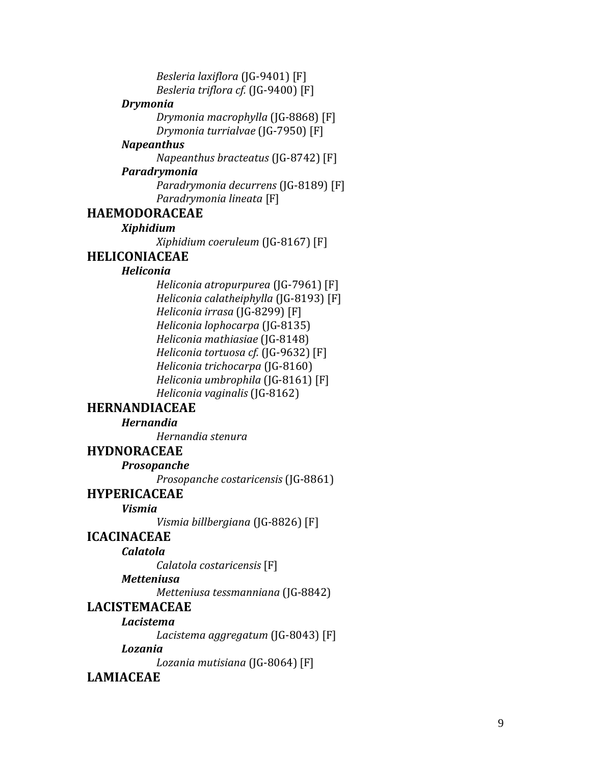*Besleria laxiflora* (JG-9401) [F]
*Besleria triflora cf.* (JG-9400) [F]

***Drymonia***

*Drymonia macrophylla* (JG-8868) [F]
*Drymonia turrialvae* (JG-7950) [F]

***Napeanthus***

*Napeanthus bracteatus* (JG-8742) [F]

***Paradrymonia***

*Paradrymonia decurrens* (JG-8189) [F]
*Paradrymonia lineata* [F]

## HAEMODORACEAE

***Xiphidium***

*Xiphidium coeruleum* (JG-8167) [F]

## HELICONIACEAE

***Heliconia***

*Heliconia atropurpurea* (JG-7961) [F]
*Heliconia calatheiphylla* (JG-8193) [F]
*Heliconia irrasa* (JG-8299) [F]
*Heliconia lophocarpa* (JG-8135)
*Heliconia mathiasiae* (JG-8148)
*Heliconia tortuosa cf.* (JG-9632) [F]
*Heliconia trichocarpa* (JG-8160)
*Heliconia umbrophila* (JG-8161) [F]
*Heliconia vaginalis* (JG-8162)

## HERNANDIACEAE

***Hernandia***

*Hernandia stenura*

## HYDNORACEAE

***Prosopanche***

*Prosopanche costaricensis* (JG-8861)

## HYPERICACEAE

***Vismia***

*Vismia billbergiana* (JG-8826) [F]

## ICACINACEAE

***Calatola***

*Calatola costaricensis* [F]

***Metteniusa***

*Metteniusa tessmanniana* (JG-8842)

## LACISTEMACEAE

***Lacistema***

*Lacistema aggregatum* (JG-8043) [F]

***Lozania***

*Lozania mutisiana* (JG-8064) [F]

## LAMIACEAE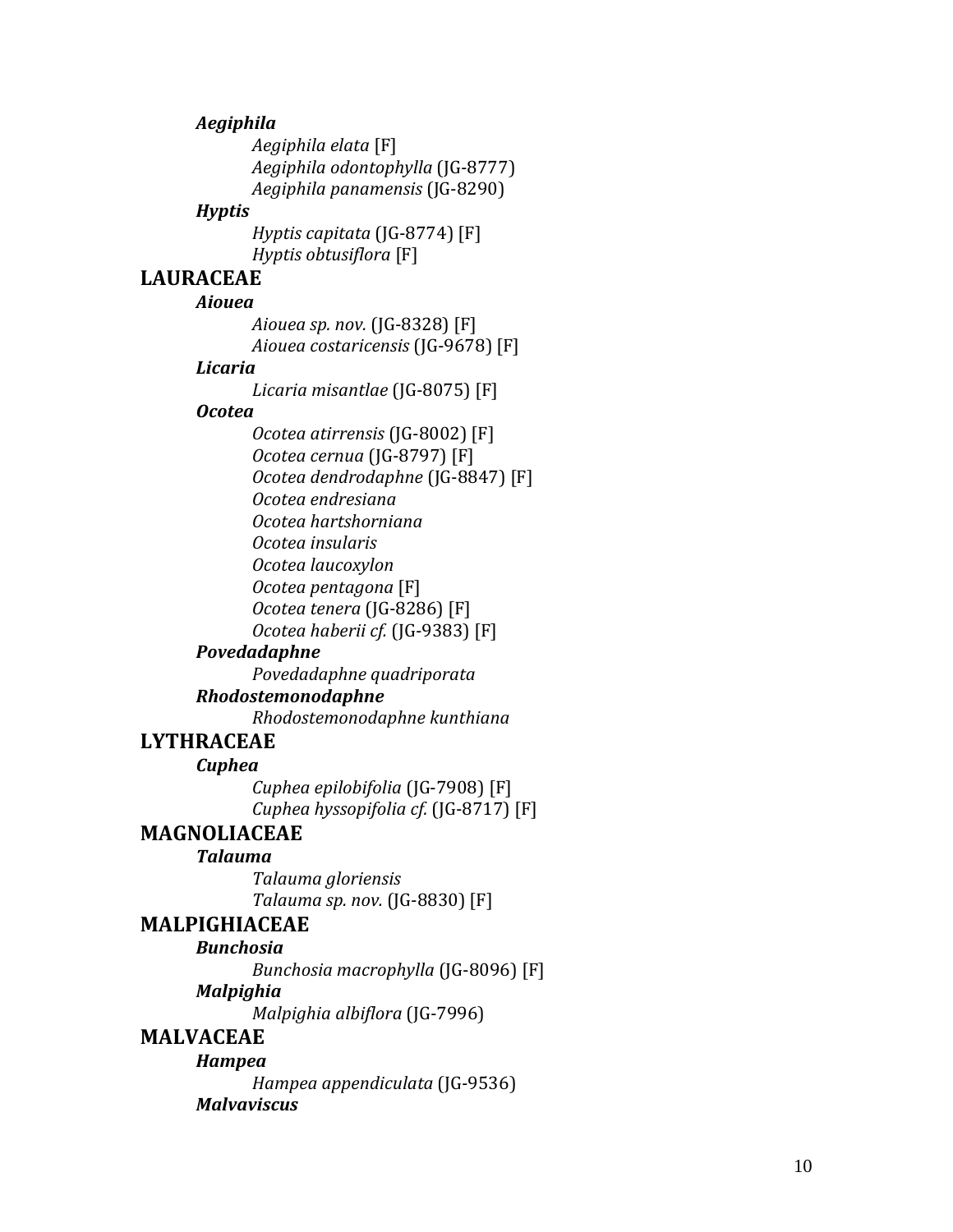***Aegiphila***

*Aegiphila elata* [F]
*Aegiphila odontophylla* (JG-8777)
*Aegiphila panamensis* (JG-8290)

***Hyptis***

*Hyptis capitata* (JG-8774) [F]
*Hyptis obtusiflora* [F]

## LAURACEAE

***Aiouea***

*Aiouea sp. nov.* (JG-8328) [F]
*Aiouea costaricensis* (JG-9678) [F]

***Licaria***

*Licaria misantlae* (JG-8075) [F]

***Ocotea***

*Ocotea atirrensis* (JG-8002) [F]
*Ocotea cernua* (JG-8797) [F]
*Ocotea dendrodaphne* (JG-8847) [F]
*Ocotea endresiana*
*Ocotea hartshorniana*
*Ocotea insularis*
*Ocotea laucoxylon*
*Ocotea pentagona* [F]
*Ocotea tenera* (JG-8286) [F]
*Ocotea haberii cf.* (JG-9383) [F]

***Povedadaphne***

*Povedadaphne quadriporata*

***Rhodostemonodaphne***

*Rhodostemonodaphne kunthiana*

## LYTHRACEAE

***Cuphea***

*Cuphea epilobifolia* (JG-7908) [F]
*Cuphea hyssopifolia cf.* (JG-8717) [F]

## MAGNOLIACEAE

***Talauma***

*Talauma gloriensis*
*Talauma sp. nov.* (JG-8830) [F]

## MALPIGHIACEAE

***Bunchosia***

*Bunchosia macrophylla* (JG-8096) [F]

***Malpighia***

*Malpighia albiflora* (JG-7996)

## MALVACEAE

***Hampea***

*Hampea appendiculata* (JG-9536)

***Malvaviscus***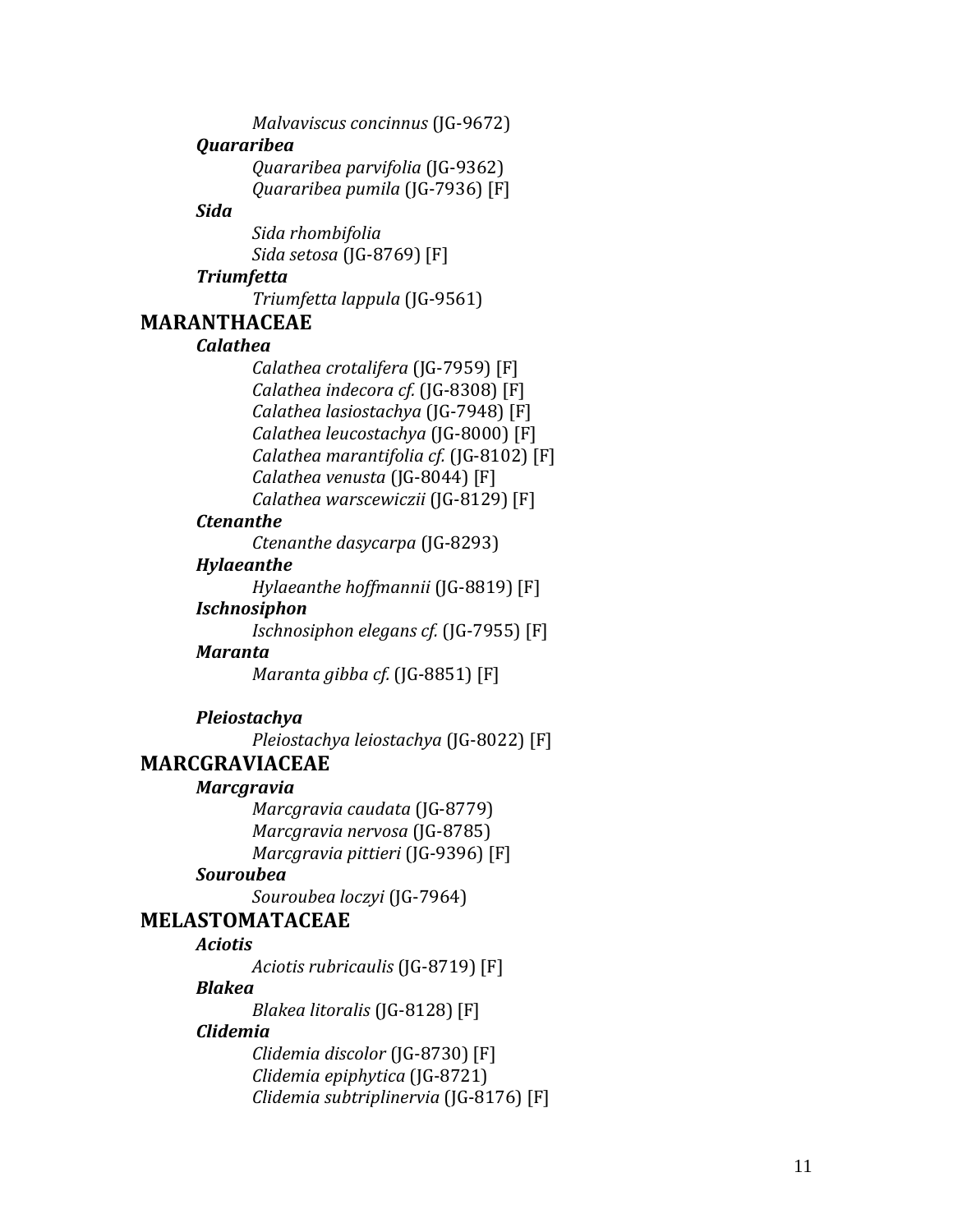*Malvaviscus concinnus* (JG-9672)

***Quararibea***

*Quararibea parvifolia* (JG-9362)

*Quararibea pumila* (JG-7936) [F]

***Sida***

*Sida rhombifolia*

*Sida setosa* (JG-8769) [F]

***Triumfetta***

*Triumfetta lappula* (JG-9561)

## MARANTHACEAE

***Calathea***

*Calathea crotalifera* (JG-7959) [F]

*Calathea indecora cf.* (JG-8308) [F]

*Calathea lasiostachya* (JG-7948) [F]

*Calathea leucostachya* (JG-8000) [F]

*Calathea marantifolia cf.* (JG-8102) [F]

*Calathea venusta* (JG-8044) [F]

*Calathea warscewiczii* (JG-8129) [F]

***Ctenanthe***

*Ctenanthe dasycarpa* (JG-8293)

***Hylaeanthe***

*Hylaeanthe hoffmannii* (JG-8819) [F]

***Ischnosiphon***

*Ischnosiphon elegans cf.* (JG-7955) [F]

***Maranta***

*Maranta gibba cf.* (JG-8851) [F]

***Pleiostachya***

*Pleiostachya leiostachya* (JG-8022) [F]

## MARCGRAVIACEAE

***Marcgravia***

*Marcgravia caudata* (JG-8779)

*Marcgravia nervosa* (JG-8785)

*Marcgravia pittieri* (JG-9396) [F]

***Souroubea***

*Souroubea loczyi* (JG-7964)

## MELASTOMATACEAE

***Aciotis***

*Aciotis rubricaulis* (JG-8719) [F]

***Blakea***

*Blakea litoralis* (JG-8128) [F]

***Clidemia***

*Clidemia discolor* (JG-8730) [F]

*Clidemia epiphytica* (JG-8721)

*Clidemia subtriplinervia* (JG-8176) [F]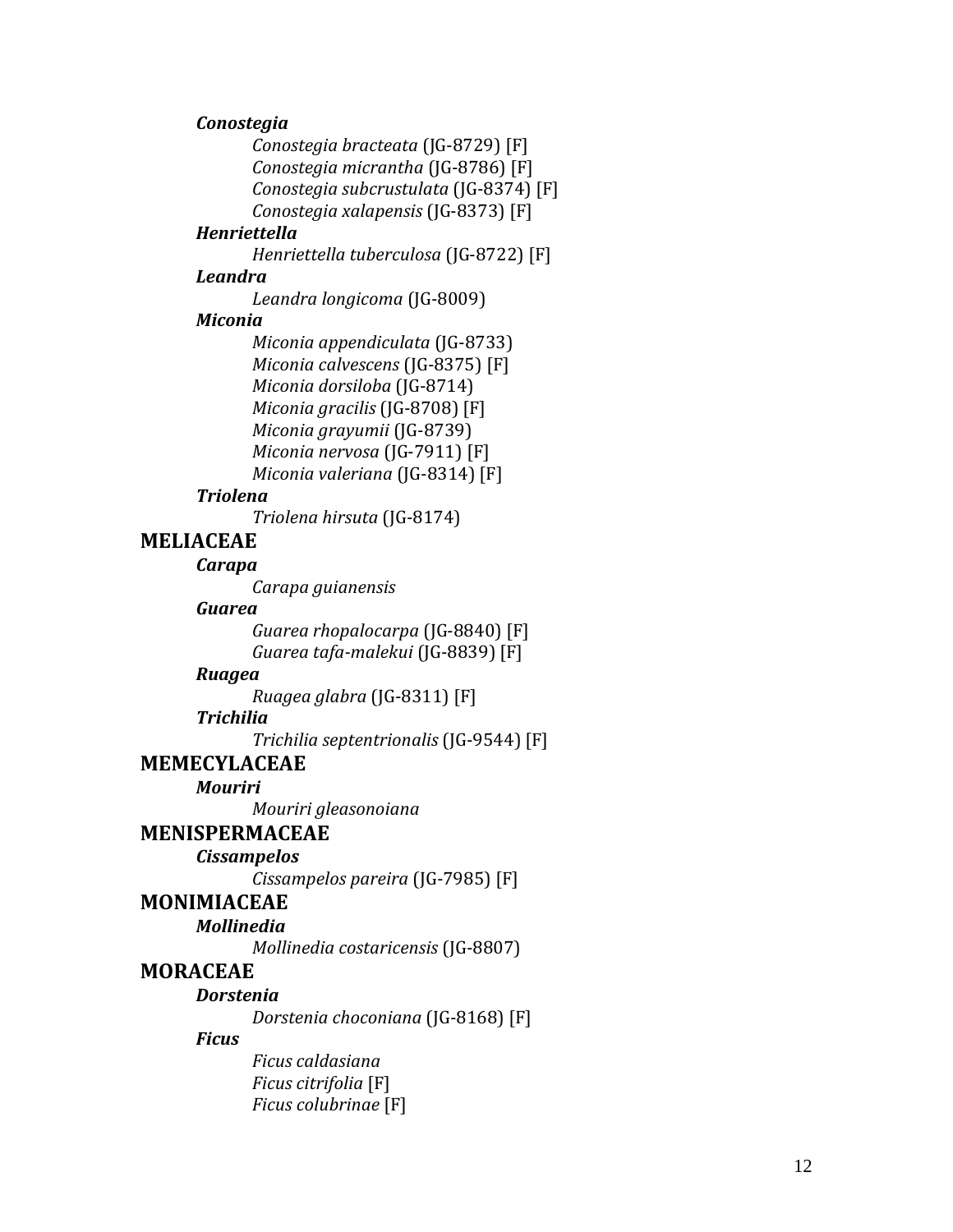***Conostegia***

*Conostegia bracteata* (JG-8729) [F]
*Conostegia micrantha* (JG-8786) [F]
*Conostegia subcrustulata* (JG-8374) [F]
*Conostegia xalapensis* (JG-8373) [F]

***Henriettella***

*Henriettella tuberculosa* (JG-8722) [F]

***Leandra***

*Leandra longicoma* (JG-8009)

***Miconia***

*Miconia appendiculata* (JG-8733)
*Miconia calvescens* (JG-8375) [F]
*Miconia dorsiloba* (JG-8714)
*Miconia gracilis* (JG-8708) [F]
*Miconia grayumii* (JG-8739)
*Miconia nervosa* (JG-7911) [F]
*Miconia valeriana* (JG-8314) [F]

***Triolena***

*Triolena hirsuta* (JG-8174)

## MELIACEAE

***Carapa***

*Carapa guianensis*

***Guarea***

*Guarea rhopalocarpa* (JG-8840) [F]
*Guarea tafa-malekui* (JG-8839) [F]

***Ruagea***

*Ruagea glabra* (JG-8311) [F]

***Trichilia***

*Trichilia septentrionalis* (JG-9544) [F]

## MEMECYLACEAE

***Mouriri***

*Mouriri gleasonoiana*

## MENISPERMACEAE

***Cissampelos***

*Cissampelos pareira* (JG-7985) [F]

## MONIMIACEAE

***Mollinedia***

*Mollinedia costaricensis* (JG-8807)

## MORACEAE

***Dorstenia***

*Dorstenia choconiana* (JG-8168) [F]

***Ficus***

*Ficus caldasiana*
*Ficus citrifolia* [F]
*Ficus colubrinae* [F]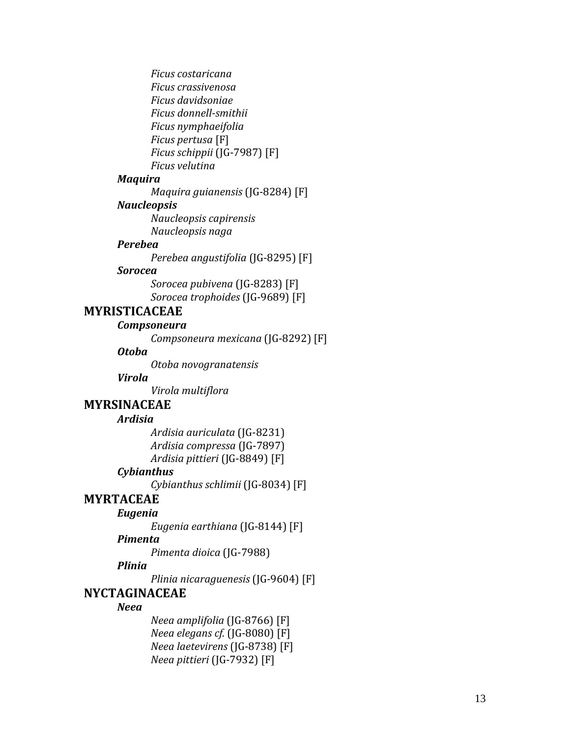*Ficus costaricana*
*Ficus crassivenosa*
*Ficus davidsoniae*
*Ficus donnell-smithii*
*Ficus nymphaeifolia*
*Ficus pertusa* [F]
*Ficus schippii* (JG-7987) [F]
*Ficus velutina*

***Maquira***

*Maquira guianensis* (JG-8284) [F]

***Naucleopsis***

*Naucleopsis capirensis*
*Naucleopsis naga*

***Perebea***

*Perebea angustifolia* (JG-8295) [F]

***Sorocea***

*Sorocea pubivena* (JG-8283) [F]
*Sorocea trophoides* (JG-9689) [F]

## MYRISTICACEAE

***Compsoneura***

*Compsoneura mexicana* (JG-8292) [F]

***Otoba***

*Otoba novogranatensis*

***Virola***

*Virola multiflora*

## MYRSINACEAE

***Ardisia***

*Ardisia auriculata* (JG-8231)
*Ardisia compressa* (JG-7897)
*Ardisia pittieri* (JG-8849) [F]

***Cybianthus***

*Cybianthus schlimii* (JG-8034) [F]

## MYRTACEAE

***Eugenia***

*Eugenia earthiana* (JG-8144) [F]

***Pimenta***

*Pimenta dioica* (JG-7988)

***Plinia***

*Plinia nicaraguensis* (JG-9604) [F]

## NYCTAGINACEAE

***Neea***

*Neea amplifolia* (JG-8766) [F]
*Neea elegans cf.* (JG-8080) [F]
*Neea laetevirens* (JG-8738) [F]
*Neea pittieri* (JG-7932) [F]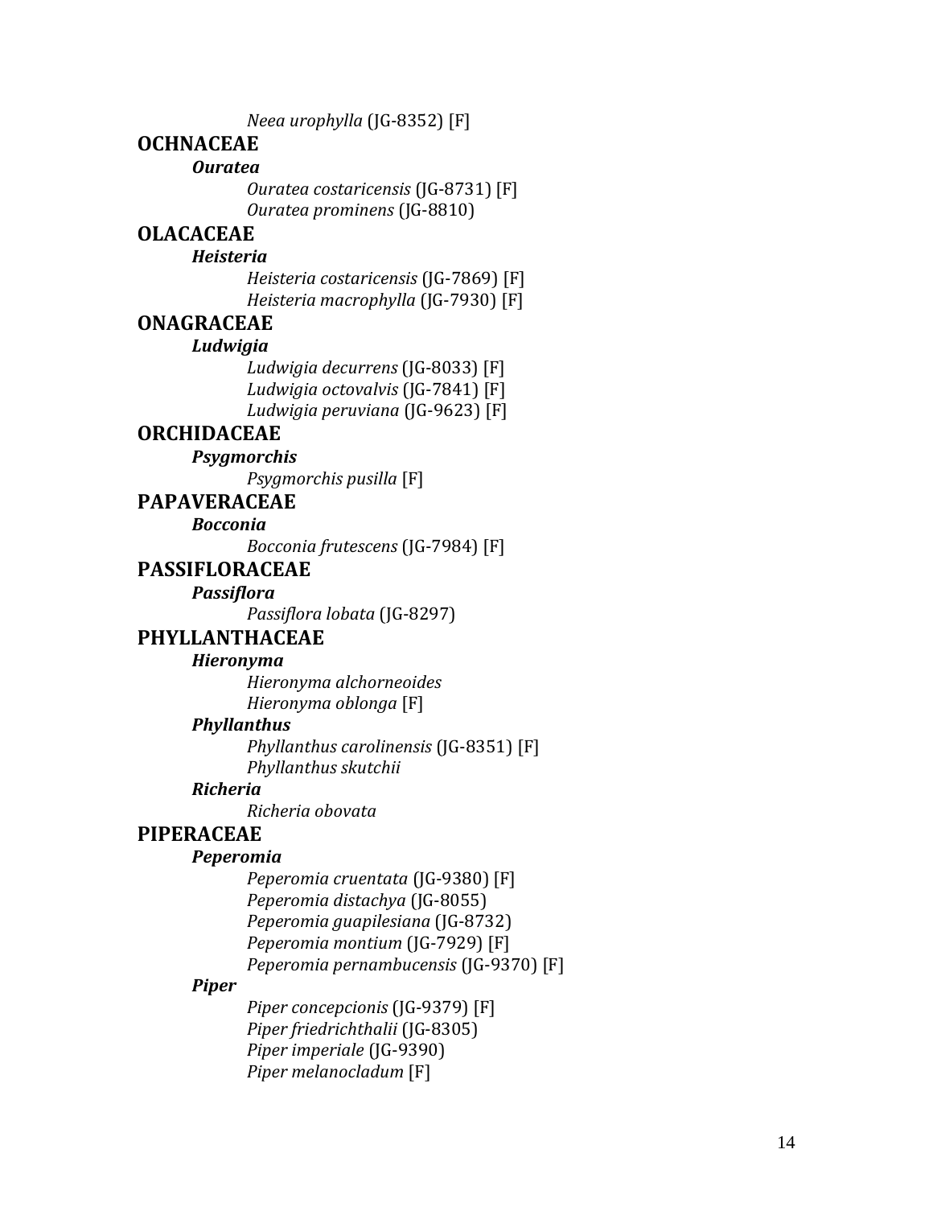*Neea urophylla* (JG-8352) [F]

**OCHNACEAE**

***Ouratea***

*Ouratea costaricensis* (JG-8731) [F]
*Ouratea prominens* (JG-8810)

**OLACACEAE**

***Heisteria***

*Heisteria costaricensis* (JG-7869) [F]
*Heisteria macrophylla* (JG-7930) [F]

**ONAGRACEAE**

***Ludwigia***

*Ludwigia decurrens* (JG-8033) [F]
*Ludwigia octovalvis* (JG-7841) [F]
*Ludwigia peruviana* (JG-9623) [F]

**ORCHIDACEAE**

***Psygmorchis***

*Psygmorchis pusilla* [F]

**PAPAVERACEAE**

***Bocconia***

*Bocconia frutescens* (JG-7984) [F]

**PASSIFLORACEAE**

***Passiflora***

*Passiflora lobata* (JG-8297)

**PHYLLANTHACEAE**

***Hieronyma***

*Hieronyma alchorneoides*
*Hieronyma oblonga* [F]

***Phyllanthus***

*Phyllanthus carolinensis* (JG-8351) [F]
*Phyllanthus skutchii*

***Richeria***

*Richeria obovata*

**PIPERACEAE**

***Peperomia***

*Peperomia cruentata* (JG-9380) [F]
*Peperomia distachya* (JG-8055)
*Peperomia guapilesiana* (JG-8732)
*Peperomia montium* (JG-7929) [F]
*Peperomia pernambucensis* (JG-9370) [F]

***Piper***

*Piper concepcionis* (JG-9379) [F]
*Piper friedrichthalii* (JG-8305)
*Piper imperiale* (JG-9390)
*Piper melanocladum* [F]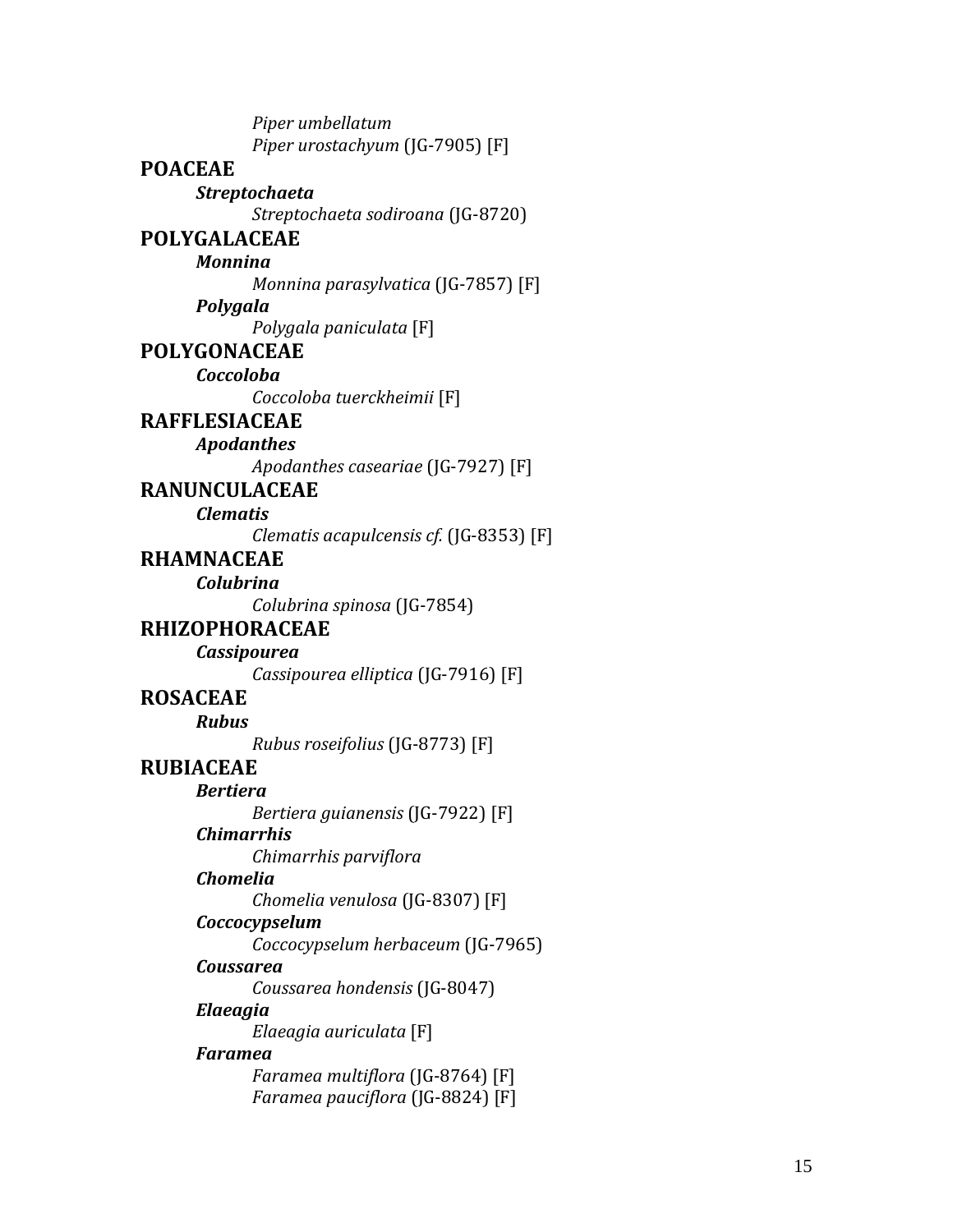*Piper umbellatum*
*Piper urostachyum* (JG-7905) [F]

**POACEAE**

***Streptochaeta***

*Streptochaeta sodiroana* (JG-8720)

**POLYGALACEAE**

***Monnina***

*Monnina parasylvatica* (JG-7857) [F]

***Polygala***

*Polygala paniculata* [F]

**POLYGONACEAE**

***Coccoloba***

*Coccoloba tuerckheimii* [F]

**RAFFLESIACEAE**

***Apodanthes***

*Apodanthes caseariae* (JG-7927) [F]

**RANUNCULACEAE**

***Clematis***

*Clematis acapulcensis cf.* (JG-8353) [F]

**RHAMNACEAE**

***Colubrina***

*Colubrina spinosa* (JG-7854)

**RHIZOPHORACEAE**

***Cassipourea***

*Cassipourea elliptica* (JG-7916) [F]

**ROSACEAE**

***Rubus***

*Rubus roseifolius* (JG-8773) [F]

**RUBIACEAE**

***Bertiera***

*Bertiera guianensis* (JG-7922) [F]

***Chimarrhis***

*Chimarrhis parviflora*

***Chomelia***

*Chomelia venulosa* (JG-8307) [F]

***Coccocypselum***

*Coccocypselum herbaceum* (JG-7965)

***Coussarea***

*Coussarea hondensis* (JG-8047)

***Elaeagia***

*Elaeagia auriculata* [F]

***Faramea***

*Faramea multiflora* (JG-8764) [F]
*Faramea pauciflora* (JG-8824) [F]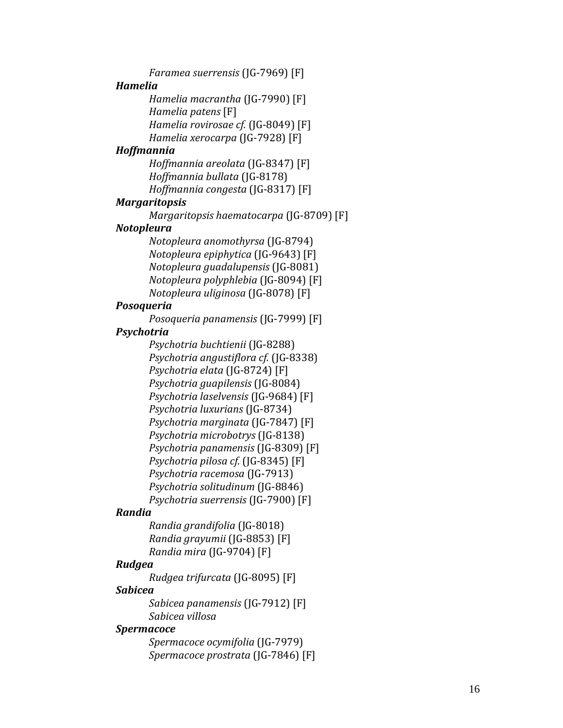*Faramea suerrensis* (JG-7969) [F]

***Hamelia***

*Hamelia macrantha* (JG-7990) [F]
*Hamelia patens* [F]
*Hamelia rovirosae cf.* (JG-8049) [F]
*Hamelia xerocarpa* (JG-7928) [F]

***Hoffmannia***

*Hoffmannia areolata* (JG-8347) [F]
*Hoffmannia bullata* (JG-8178)
*Hoffmannia congesta* (JG-8317) [F]

***Margaritopsis***

*Margaritopsis haematocarpa* (JG-8709) [F]

***Notopleura***

*Notopleura anomothyrsa* (JG-8794)
*Notopleura epiphytica* (JG-9643) [F]
*Notopleura guadalupensis* (JG-8081)
*Notopleura polyphlebia* (JG-8094) [F]
*Notopleura uliginosa* (JG-8078) [F]

***Posoqueria***

*Posoqueria panamensis* (JG-7999) [F]

***Psychotria***

*Psychotria buchtienii* (JG-8288)
*Psychotria angustiflora cf.* (JG-8338)
*Psychotria elata* (JG-8724) [F]
*Psychotria guapilensis* (JG-8084)
*Psychotria laselvensis* (JG-9684) [F]
*Psychotria luxurians* (JG-8734)
*Psychotria marginata* (JG-7847) [F]
*Psychotria microbotrys* (JG-8138)
*Psychotria panamensis* (JG-8309) [F]
*Psychotria pilosa cf.* (JG-8345) [F]
*Psychotria racemosa* (JG-7913)
*Psychotria solitudinum* (JG-8846)
*Psychotria suerrensis* (JG-7900) [F]

***Randia***

*Randia grandifolia* (JG-8018)
*Randia grayumii* (JG-8853) [F]
*Randia mira* (JG-9704) [F]

***Rudgea***

*Rudgea trifurcata* (JG-8095) [F]

***Sabicea***

*Sabicea panamensis* (JG-7912) [F]
*Sabicea villosa*

***Spermacoce***

*Spermacoce ocymifolia* (JG-7979)
*Spermacoce prostrata* (JG-7846) [F]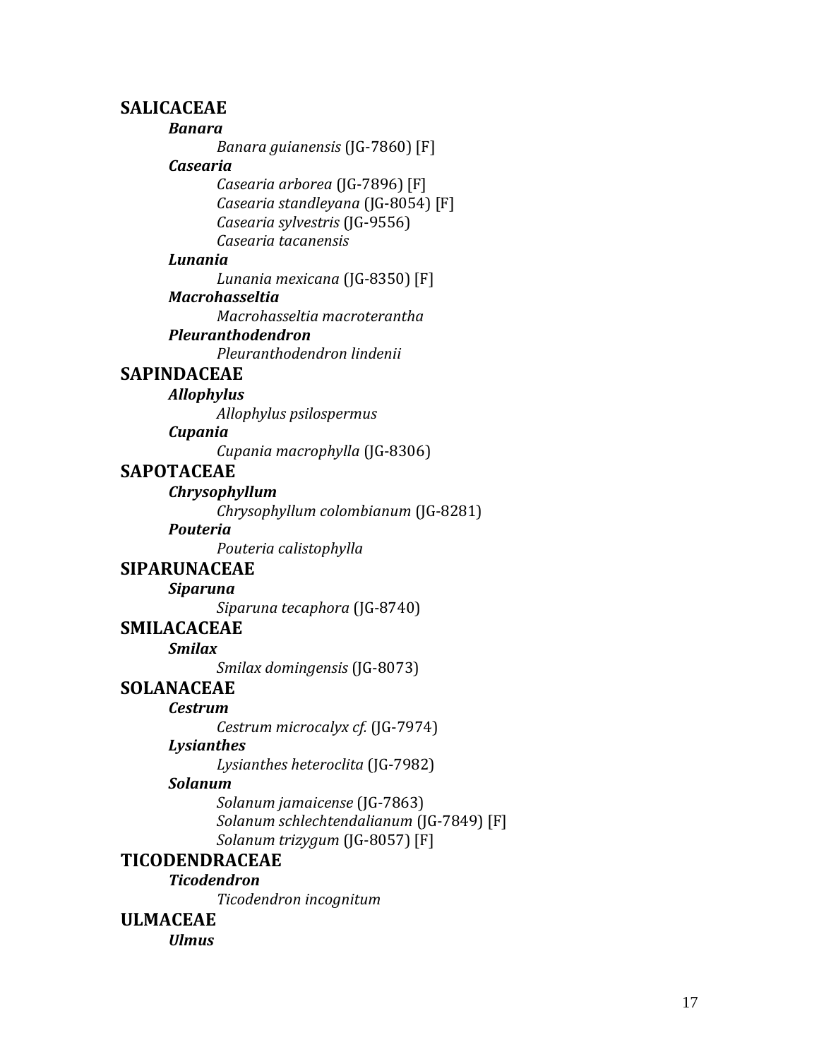## SALICACEAE

### ***Banara***

*Banara guianensis* (JG-7860) [F]

### ***Casearia***

*Casearia arborea* (JG-7896) [F]
*Casearia standleyana* (JG-8054) [F]
*Casearia sylvestris* (JG-9556)
*Casearia tacanensis*

### ***Lunania***

*Lunania mexicana* (JG-8350) [F]

### ***Macrohasseltia***

*Macrohasseltia macroterantha*

### ***Pleuranthodendron***

*Pleuranthodendron lindenii*

## SAPINDACEAE

### ***Allophylus***

*Allophylus psilospermus*

### ***Cupania***

*Cupania macrophylla* (JG-8306)

## SAPOTACEAE

### ***Chrysophyllum***

*Chrysophyllum colombianum* (JG-8281)

### ***Pouteria***

*Pouteria calistophylla*

## SIPARUNACEAE

### ***Siparuna***

*Siparuna tecaphora* (JG-8740)

## SMILACACEAE

### ***Smilax***

*Smilax domingensis* (JG-8073)

## SOLANACEAE

### ***Cestrum***

*Cestrum microcalyx cf.* (JG-7974)

### ***Lysianthes***

*Lysianthes heteroclita* (JG-7982)

### ***Solanum***

*Solanum jamaicense* (JG-7863)
*Solanum schlechtendalianum* (JG-7849) [F]
*Solanum trizygum* (JG-8057) [F]

## TICODENDRACEAE

### ***Ticodendron***

*Ticodendron incognitum*

## ULMACEAE

### ***Ulmus***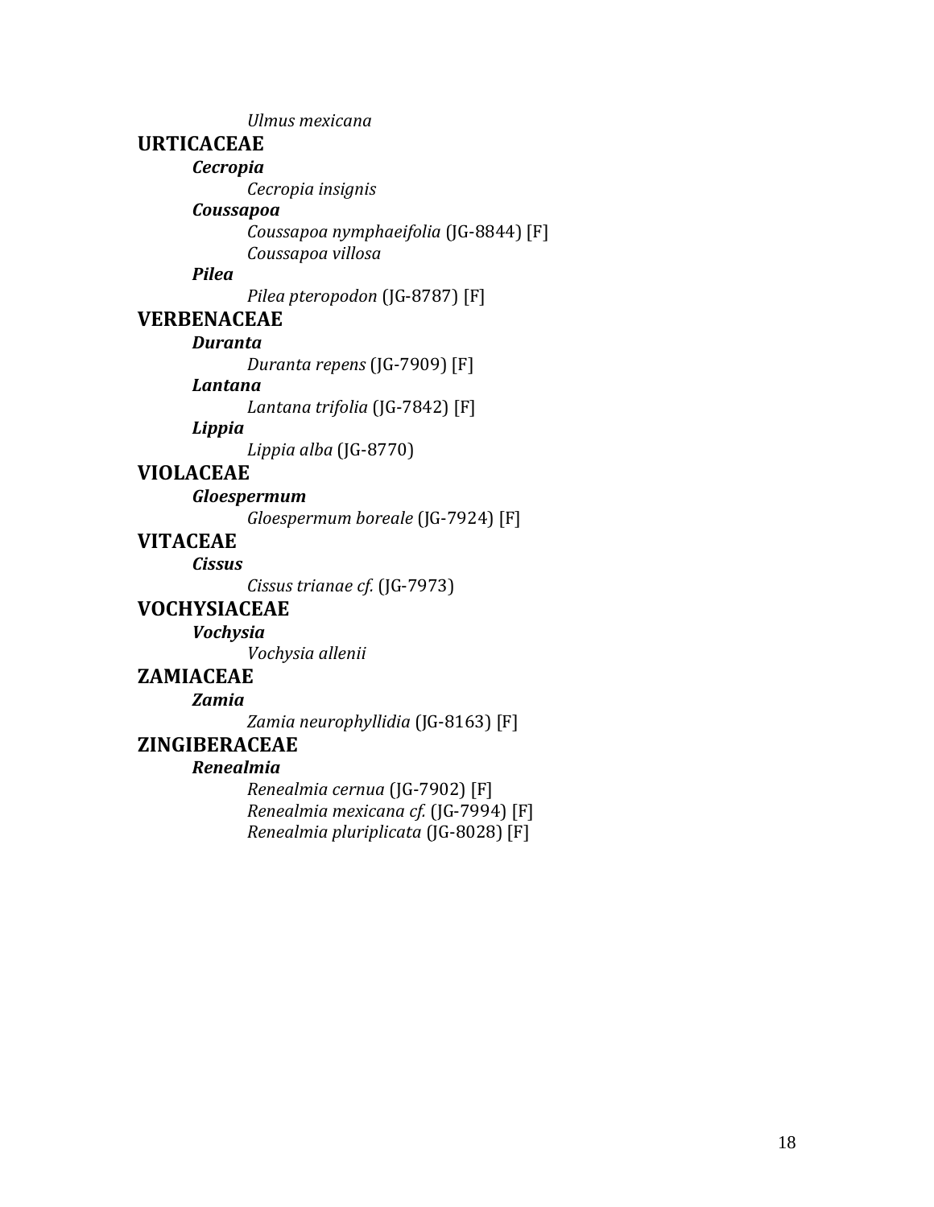*Ulmus mexicana*

## URTICACEAE

***Cecropia***

*Cecropia insignis*

***Coussapoa***

*Coussapoa nymphaeifolia* (JG-8844) [F]
*Coussapoa villosa*

***Pilea***

*Pilea pteropodon* (JG-8787) [F]

## VERBENACEAE

***Duranta***

*Duranta repens* (JG-7909) [F]

***Lantana***

*Lantana trifolia* (JG-7842) [F]

***Lippia***

*Lippia alba* (JG-8770)

## VIOLACEAE

***Gloespermum***

*Gloespermum boreale* (JG-7924) [F]

## VITACEAE

***Cissus***

*Cissus trianae cf.* (JG-7973)

## VOCHYSIACEAE

***Vochysia***

*Vochysia allenii*

## ZAMIACEAE

***Zamia***

*Zamia neurophyllidia* (JG-8163) [F]

## ZINGIBERACEAE

***Renealmia***

*Renealmia cernua* (JG-7902) [F]
*Renealmia mexicana cf.* (JG-7994) [F]
*Renealmia pluriplicata* (JG-8028) [F]